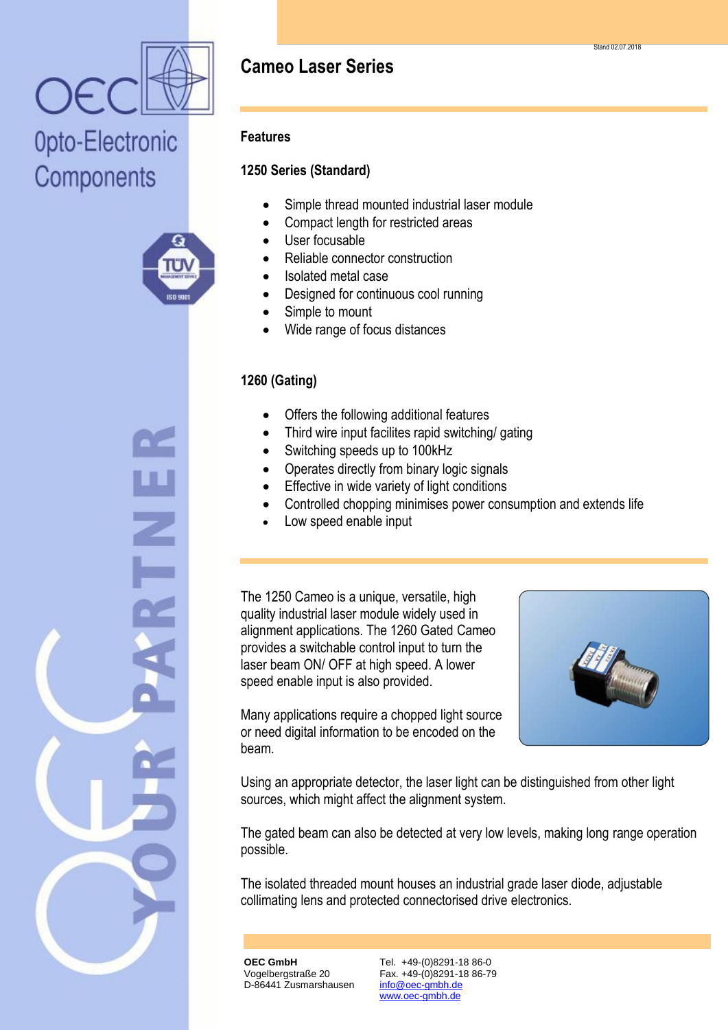Stand 02.07.2018

OEC
Opto-Electronic Components

# Cameo Laser Series

## Features

### 1250 Series (Standard)

- Simple thread mounted industrial laser module
- Compact length for restricted areas
- User focusable
- Reliable connector construction
- Isolated metal case
- Designed for continuous cool running
- Simple to mount
- Wide range of focus distances

### 1260 (Gating)

- Offers the following additional features
- Third wire input facilites rapid switching/ gating
- Switching speeds up to 100kHz
- Operates directly from binary logic signals
- Effective in wide variety of light conditions
- Controlled chopping minimises power consumption and extends life
- Low speed enable input

The 1250 Cameo is a unique, versatile, high quality industrial laser module widely used in alignment applications. The 1260 Gated Cameo provides a switchable control input to turn the laser beam ON/ OFF at high speed. A lower speed enable input is also provided.

Many applications require a chopped light source or need digital information to be encoded on the beam.

Using an appropriate detector, the laser light can be distinguished from other light sources, which might affect the alignment system.

The gated beam can also be detected at very low levels, making long range operation possible.

The isolated threaded mount houses an industrial grade laser diode, adjustable collimating lens and protected connectorised drive electronics.

**OEC GmbH**
Vogelbergstraße 20
D-86441 Zusmarshausen

Tel. +49-(0)8291-18 86-0
Fax. +49-(0)8291-18 86-79
info@oec-gmbh.de
www.oec-gmbh.de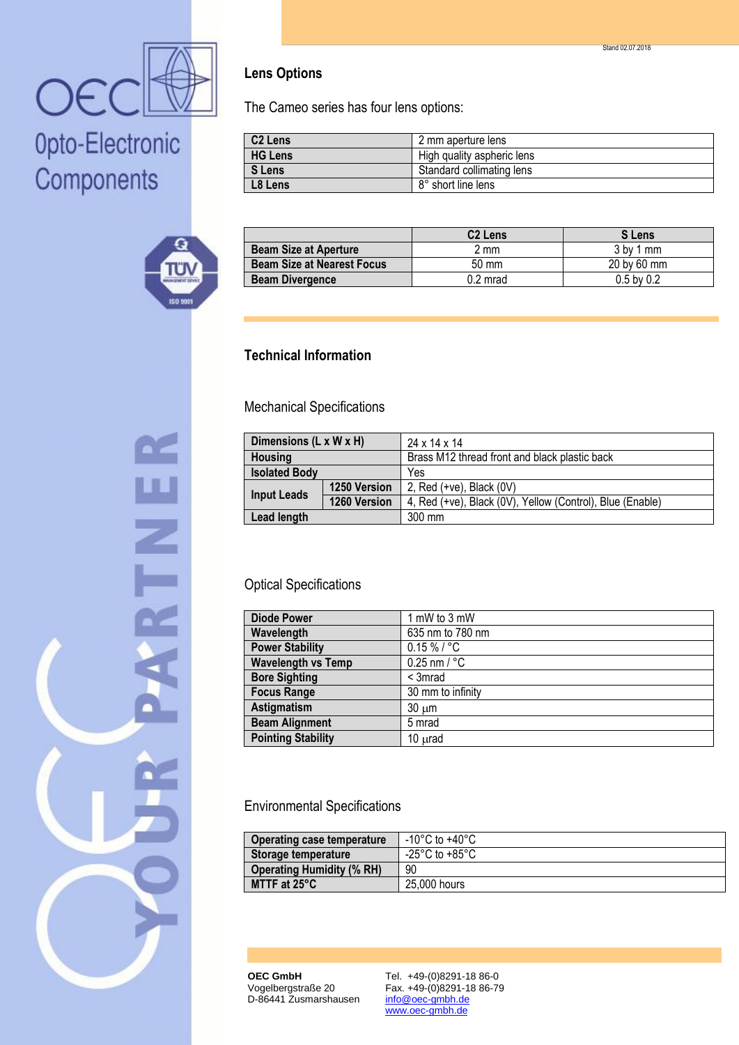## Lens Options

The Cameo series has four lens options:

| | |
|---|---|
| **C2 Lens** | 2 mm aperture lens |
| **HG Lens** | High quality aspheric lens |
| **S Lens** | Standard collimating lens |
| **L8 Lens** | 8° short line lens |

| | C2 Lens | S Lens |
|---|---|---|
| **Beam Size at Aperture** | 2 mm | 3 by 1 mm |
| **Beam Size at Nearest Focus** | 50 mm | 20 by 60 mm |
| **Beam Divergence** | 0.2 mrad | 0.5 by 0.2 |

## Technical Information

### Mechanical Specifications

| | | |
|---|---|---|
| **Dimensions (L x W x H)** | | 24 x 14 x 14 |
| **Housing** | | Brass M12 thread front and black plastic back |
| **Isolated Body** | | Yes |
| **Input Leads** | **1250 Version** | 2, Red (+ve), Black (0V) |
| | **1260 Version** | 4, Red (+ve), Black (0V), Yellow (Control), Blue (Enable) |
| **Lead length** | | 300 mm |

### Optical Specifications

| | |
|---|---|
| **Diode Power** | 1 mW to 3 mW |
| **Wavelength** | 635 nm to 780 nm |
| **Power Stability** | 0.15 % / °C |
| **Wavelength vs Temp** | 0.25 nm / °C |
| **Bore Sighting** | < 3mrad |
| **Focus Range** | 30 mm to infinity |
| **Astigmatism** | 30 µm |
| **Beam Alignment** | 5 mrad |
| **Pointing Stability** | 10 µrad |

### Environmental Specifications

| | |
|---|---|
| **Operating case temperature** | -10°C to +40°C |
| **Storage temperature** | -25°C to +85°C |
| **Operating Humidity (% RH)** | 90 |
| **MTTF at 25°C** | 25,000 hours |

**OEC GmbH**
Vogelbergstraße 20
D-86441 Zusmarshausen

Tel. +49-(0)8291-18 86-0
Fax. +49-(0)8291-18 86-79
info@oec-gmbh.de
www.oec-gmbh.de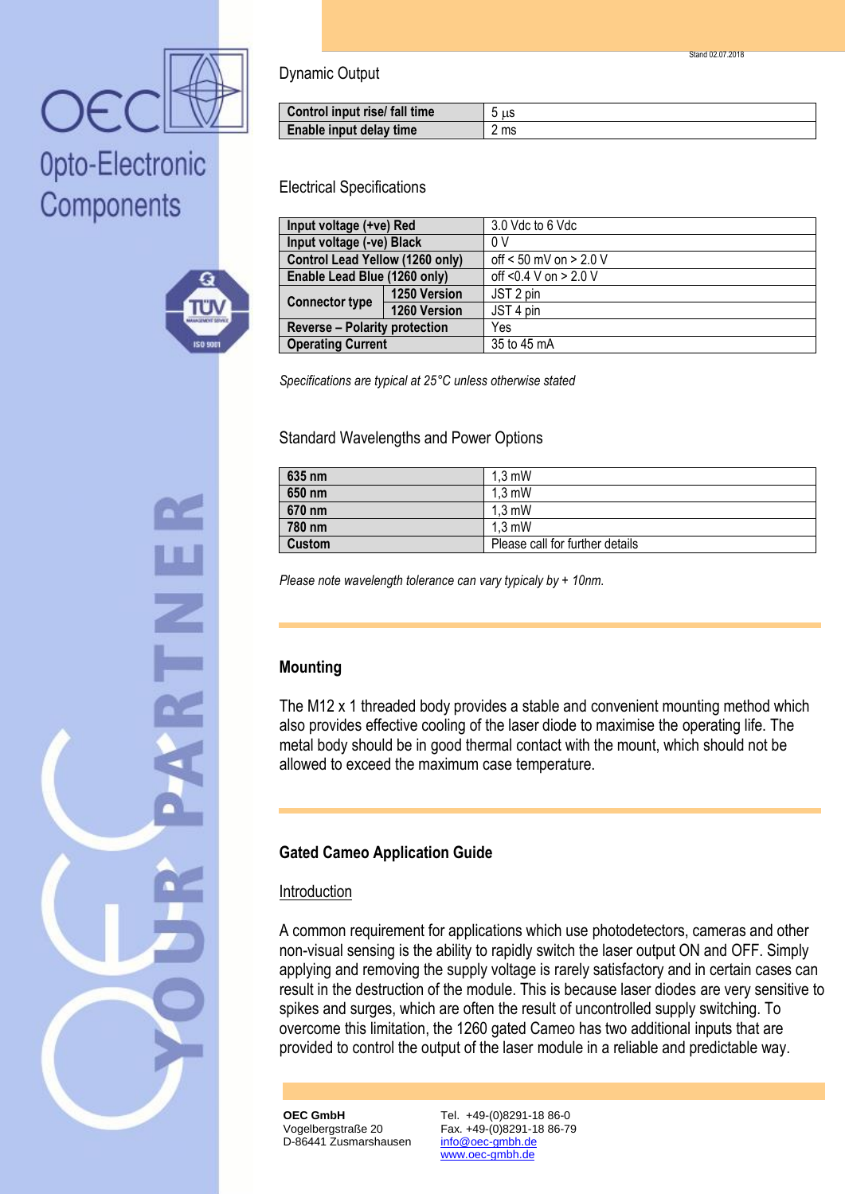Dynamic Output

| Control input rise/ fall time | $5\ \mu s$ |
|---|---|
| Enable input delay time | 2 ms |

Electrical Specifications

| | | |
|---|---|---|
| Input voltage (+ve) Red | | 3.0 Vdc to 6 Vdc |
| Input voltage (-ve) Black | | 0 V |
| Control Lead Yellow (1260 only) | | off < 50 mV on > 2.0 V |
| Enable Lead Blue (1260 only) | | off <0.4 V on > 2.0 V |
| Connector type | 1250 Version | JST 2 pin |
| | 1260 Version | JST 4 pin |
| Reverse – Polarity protection | | Yes |
| Operating Current | | 35 to 45 mA |

*Specifications are typical at 25°C unless otherwise stated*

Standard Wavelengths and Power Options

| 635 nm | 1,3 mW |
|---|---|
| 650 nm | 1,3 mW |
| 670 nm | 1,3 mW |
| 780 nm | 1,3 mW |
| Custom | Please call for further details |

*Please note wavelength tolerance can vary typicaly by + 10nm.*

## Mounting

The M12 x 1 threaded body provides a stable and convenient mounting method which also provides effective cooling of the laser diode to maximise the operating life. The metal body should be in good thermal contact with the mount, which should not be allowed to exceed the maximum case temperature.

## Gated Cameo Application Guide

Introduction

A common requirement for applications which use photodetectors, cameras and other non-visual sensing is the ability to rapidly switch the laser output ON and OFF. Simply applying and removing the supply voltage is rarely satisfactory and in certain cases can result in the destruction of the module. This is because laser diodes are very sensitive to spikes and surges, which are often the result of uncontrolled supply switching. To overcome this limitation, the 1260 gated Cameo has two additional inputs that are provided to control the output of the laser module in a reliable and predictable way.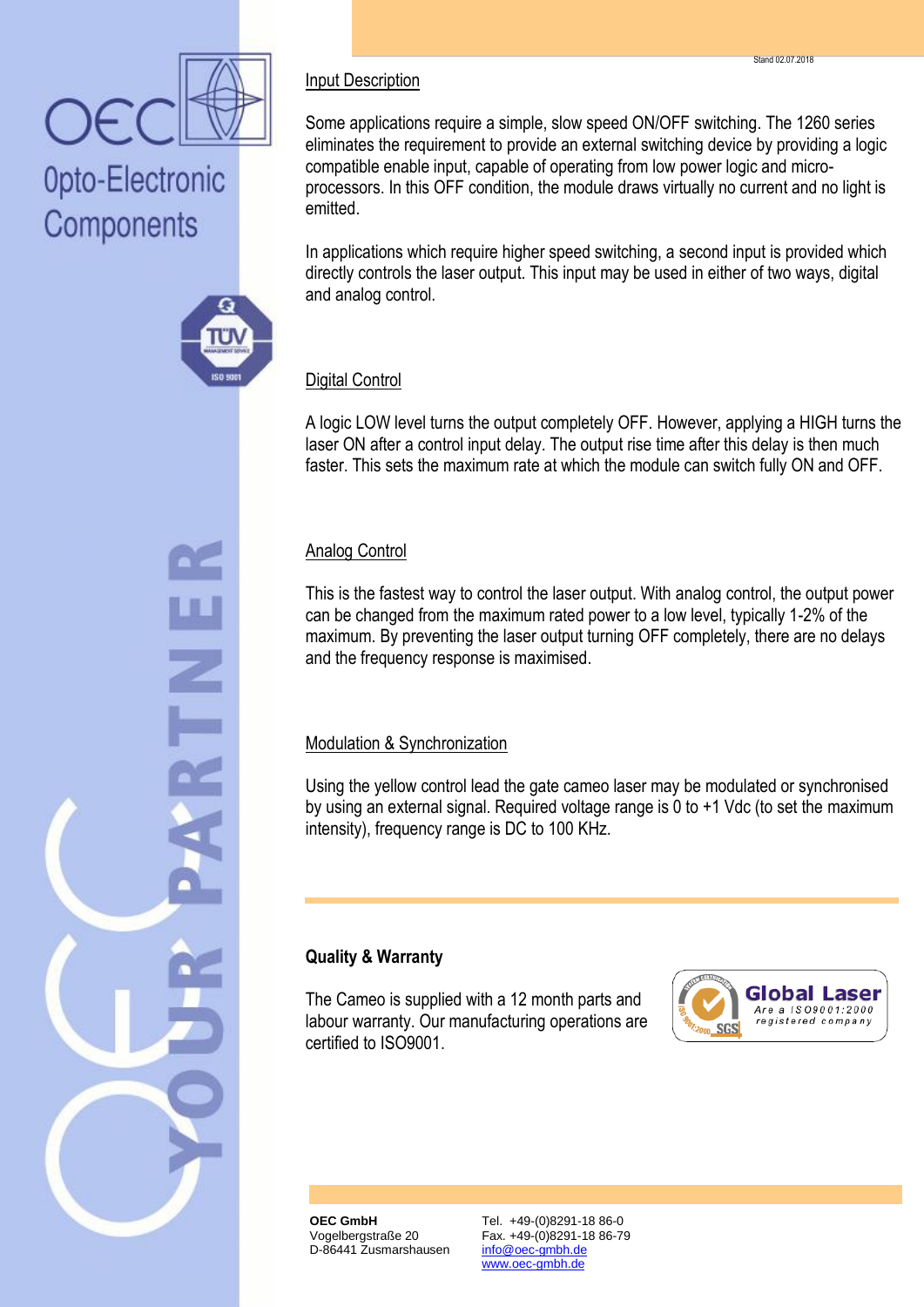## Input Description

Some applications require a simple, slow speed ON/OFF switching. The 1260 series eliminates the requirement to provide an external switching device by providing a logic compatible enable input, capable of operating from low power logic and micro-processors. In this OFF condition, the module draws virtually no current and no light is emitted.

In applications which require higher speed switching, a second input is provided which directly controls the laser output. This input may be used in either of two ways, digital and analog control.

## Digital Control

A logic LOW level turns the output completely OFF. However, applying a HIGH turns the laser ON after a control input delay. The output rise time after this delay is then much faster. This sets the maximum rate at which the module can switch fully ON and OFF.

## Analog Control

This is the fastest way to control the laser output. With analog control, the output power can be changed from the maximum rated power to a low level, typically 1-2% of the maximum. By preventing the laser output turning OFF completely, there are no delays and the frequency response is maximised.

## Modulation & Synchronization

Using the yellow control lead the gate cameo laser may be modulated or synchronised by using an external signal. Required voltage range is 0 to +1 Vdc (to set the maximum intensity), frequency range is DC to 100 KHz.

## Quality & Warranty

The Cameo is supplied with a 12 month parts and labour warranty. Our manufacturing operations are certified to ISO9001.

Global Laser
Are a ISO9001:2000 registered company

**OEC GmbH**
Vogelbergstraße 20
D-86441 Zusmarshausen

Tel. +49-(0)8291-18 86-0
Fax. +49-(0)8291-18 86-79
info@oec-gmbh.de
www.oec-gmbh.de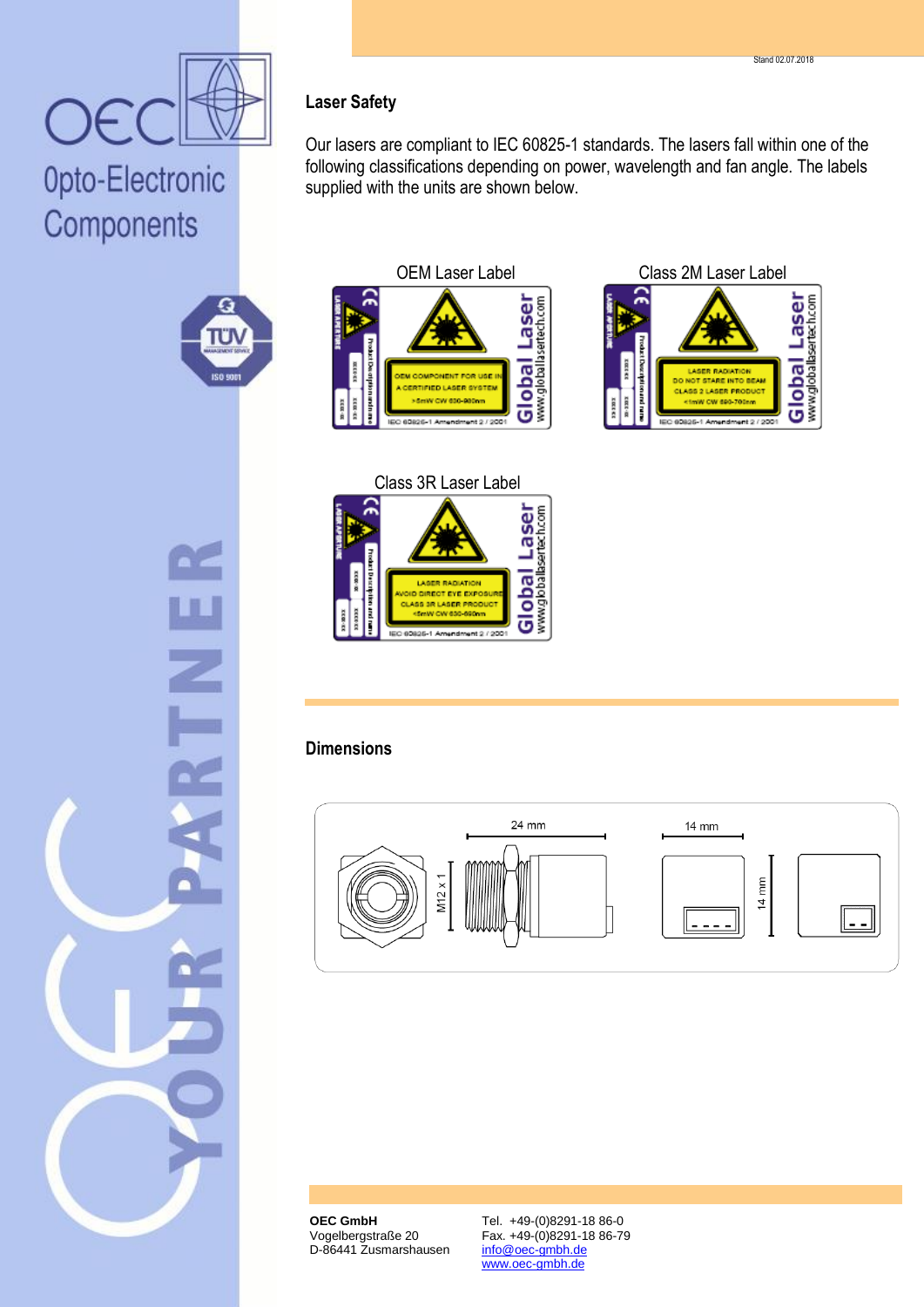## Laser Safety

Our lasers are compliant to IEC 60825-1 standards. The lasers fall within one of the following classifications depending on power, wavelength and fan angle. The labels supplied with the units are shown below.

OEM Laser Label

Class 2M Laser Label

Class 3R Laser Label

## Dimensions

24 mm

M12 x 1

14 mm

14 mm

**OEC GmbH**
Vogelbergstraße 20
D-86441 Zusmarshausen

Tel. +49-(0)8291-18 86-0
Fax. +49-(0)8291-18 86-79
info@oec-gmbh.de
www.oec-gmbh.de